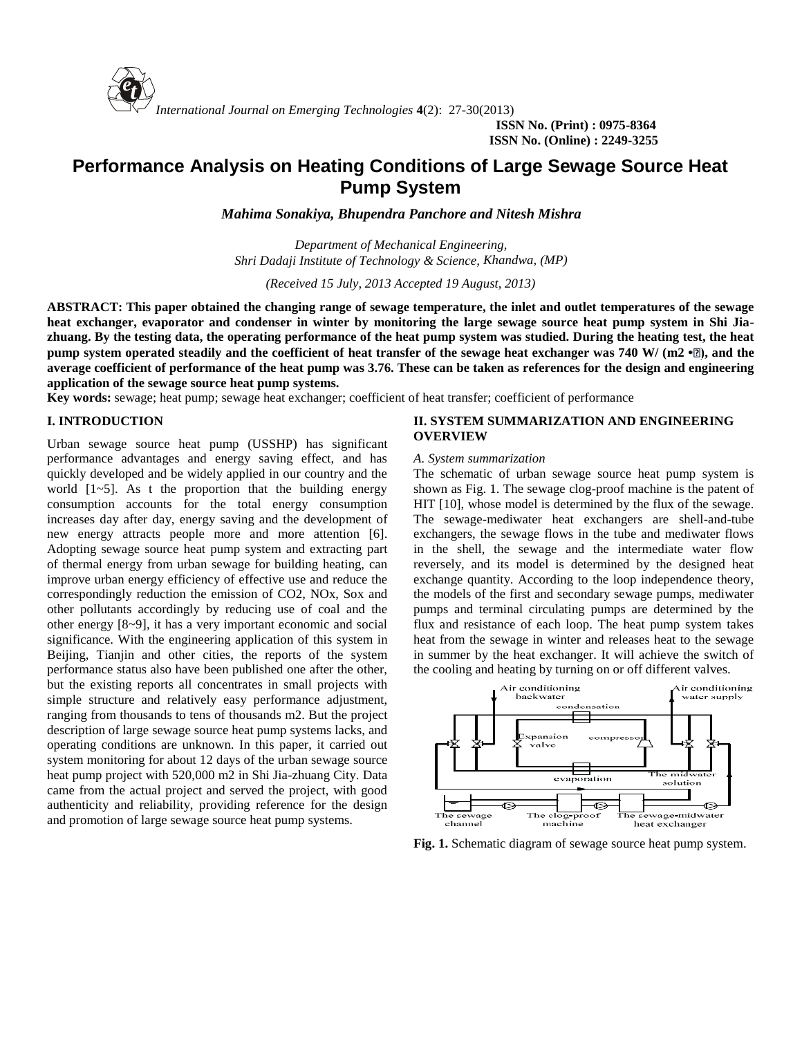# Performance Analysis on Heating Conditions of Large Sewage Source Heat Pump System

*Mahima Sonakiya, Bhupendra Panchore and Nitesh Mishra*

*Department of Mechanical Engineering,*
*Shri Dadaji Institute of Technology & Science, Khandwa, (MP)*

*(Received 15 July, 2013 Accepted 19 August, 2013)*

**ABSTRACT: This paper obtained the changing range of sewage temperature, the inlet and outlet temperatures of the sewage heat exchanger, evaporator and condenser in winter by monitoring the large sewage source heat pump system in Shi Jia-zhuang. By the testing data, the operating performance of the heat pump system was studied. During the heating test, the heat pump system operated steadily and the coefficient of heat transfer of the sewage heat exchanger was 740 W/ (m2 •?), and the average coefficient of performance of the heat pump was 3.76. These can be taken as references for the design and engineering application of the sewage source heat pump systems.**

**Key words:** sewage; heat pump; sewage heat exchanger; coefficient of heat transfer; coefficient of performance

## I. INTRODUCTION

Urban sewage source heat pump (USSHP) has significant performance advantages and energy saving effect, and has quickly developed and be widely applied in our country and the world [1~5]. As t the proportion that the building energy consumption accounts for the total energy consumption increases day after day, energy saving and the development of new energy attracts people more and more attention [6]. Adopting sewage source heat pump system and extracting part of thermal energy from urban sewage for building heating, can improve urban energy efficiency of effective use and reduce the correspondingly reduction the emission of $CO_2$, $NO_x$, Sox and other pollutants accordingly by reducing use of coal and the other energy [8~9], it has a very important economic and social significance. With the engineering application of this system in Beijing, Tianjin and other cities, the reports of the system performance status also have been published one after the other, but the existing reports all concentrates in small projects with simple structure and relatively easy performance adjustment, ranging from thousands to tens of thousands m2. But the project description of large sewage source heat pump systems lacks, and operating conditions are unknown. In this paper, it carried out system monitoring for about 12 days of the urban sewage source heat pump project with 520,000 m2 in Shi Jia-zhuang City. Data came from the actual project and served the project, with good authenticity and reliability, providing reference for the design and promotion of large sewage source heat pump systems.

## II. SYSTEM SUMMARIZATION AND ENGINEERING OVERVIEW

*A. System summarization*

The schematic of urban sewage source heat pump system is shown as Fig. 1. The sewage clog-proof machine is the patent of HIT [10], whose model is determined by the flux of the sewage. The sewage-mediwater heat exchangers are shell-and-tube exchangers, the sewage flows in the tube and mediwater flows in the shell, the sewage and the intermediate water flow reversely, and its model is determined by the designed heat exchange quantity. According to the loop independence theory, the models of the first and secondary sewage pumps, mediwater pumps and terminal circulating pumps are determined by the flux and resistance of each loop. The heat pump system takes heat from the sewage in winter and releases heat to the sewage in summer by the heat exchanger. It will achieve the switch of the cooling and heating by turning on or off different valves.

**Fig. 1.** Schematic diagram of sewage source heat pump system.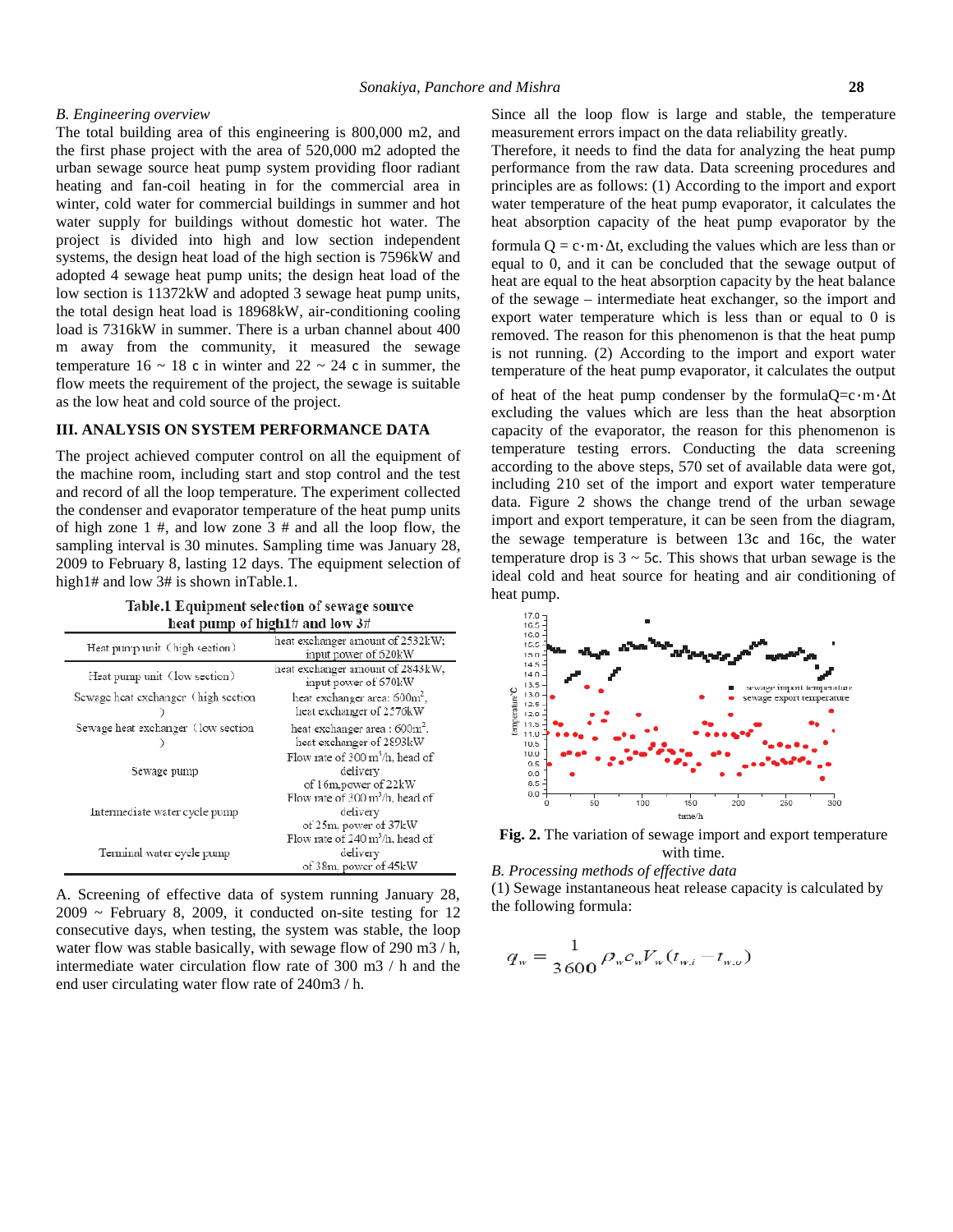*B. Engineering overview*

The total building area of this engineering is 800,000 m2, and the first phase project with the area of 520,000 m2 adopted the urban sewage source heat pump system providing floor radiant heating and fan-coil heating in for the commercial area in winter, cold water for commercial buildings in summer and hot water supply for buildings without domestic hot water. The project is divided into high and low section independent systems, the design heat load of the high section is 7596kW and adopted 4 sewage heat pump units; the design heat load of the low section is 11372kW and adopted 3 sewage heat pump units, the total design heat load is 18968kW, air-conditioning cooling load is 7316kW in summer. There is a urban channel about 400 m away from the community, it measured the sewage temperature 16 ~ 18 c in winter and 22 ~ 24 c in summer, the flow meets the requirement of the project, the sewage is suitable as the low heat and cold source of the project.

## III. ANALYSIS ON SYSTEM PERFORMANCE DATA

The project achieved computer control on all the equipment of the machine room, including start and stop control and the test and record of all the loop temperature. The experiment collected the condenser and evaporator temperature of the heat pump units of high zone 1 #, and low zone 3 # and all the loop flow, the sampling interval is 30 minutes. Sampling time was January 28, 2009 to February 8, lasting 12 days. The equipment selection of high1# and low 3# is shown inTable.1.

**Table.1 Equipment selection of sewage source heat pump of high1# and low 3#**

| | |
|---|---|
| Heat pump unit（high section） | heat exchanger amount of 2532kW; input power of 620kW |
| Heat pump unit（low section） | heat exchanger amount of 2843kW, input power of 670kW |
| Sewage heat exchanger（high section） | heat exchanger area: 600m², heat exchanger of 2576kW |
| Sewage heat exchanger（low section） | heat exchanger area : 600m², heat exchanger of 2893kW |
| Sewage pump | Flow rate of 300 m³/h, head of delivery of 16m,power of 22kW |
| Intermediate water cycle pump | Flow rate of 300 m³/h, head of delivery of 25m, power of 37kW |
| Terminal water cycle pump | Flow rate of 240 m³/h, head of delivery of 38m, power of 45kW |

A. Screening of effective data of system running January 28, 2009 ~ February 8, 2009, it conducted on-site testing for 12 consecutive days, when testing, the system was stable, the loop water flow was stable basically, with sewage flow of 290 m3 / h, intermediate water circulation flow rate of 300 m3 / h and the end user circulating water flow rate of 240m3 / h.

Since all the loop flow is large and stable, the temperature measurement errors impact on the data reliability greatly.

Therefore, it needs to find the data for analyzing the heat pump performance from the raw data. Data screening procedures and principles are as follows: (1) According to the import and export water temperature of the heat pump evaporator, it calculates the heat absorption capacity of the heat pump evaporator by the formula $Q = c \cdot m \cdot \Delta t$, excluding the values which are less than or equal to 0, and it can be concluded that the sewage output of heat are equal to the heat absorption capacity by the heat balance of the sewage – intermediate heat exchanger, so the import and export water temperature which is less than or equal to 0 is removed. The reason for this phenomenon is that the heat pump is not running. (2) According to the import and export water temperature of the heat pump evaporator, it calculates the output of heat of the heat pump condenser by the formula$Q = c \cdot m \cdot \Delta t$ excluding the values which are less than the heat absorption capacity of the evaporator, the reason for this phenomenon is temperature testing errors. Conducting the data screening according to the above steps, 570 set of available data were got, including 210 set of the import and export water temperature data. Figure 2 shows the change trend of the urban sewage import and export temperature, it can be seen from the diagram, the sewage temperature is between 13c and 16c, the water temperature drop is 3 ~ 5c. This shows that urban sewage is the ideal cold and heat source for heating and air conditioning of heat pump.

**Fig. 2.** The variation of sewage import and export temperature with time.

*B. Processing methods of effective data*

(1) Sewage instantaneous heat release capacity is calculated by the following formula:

$$q_w = \frac{1}{3600} \rho_w c_w V_w (t_{w,i} - t_{w,o})$$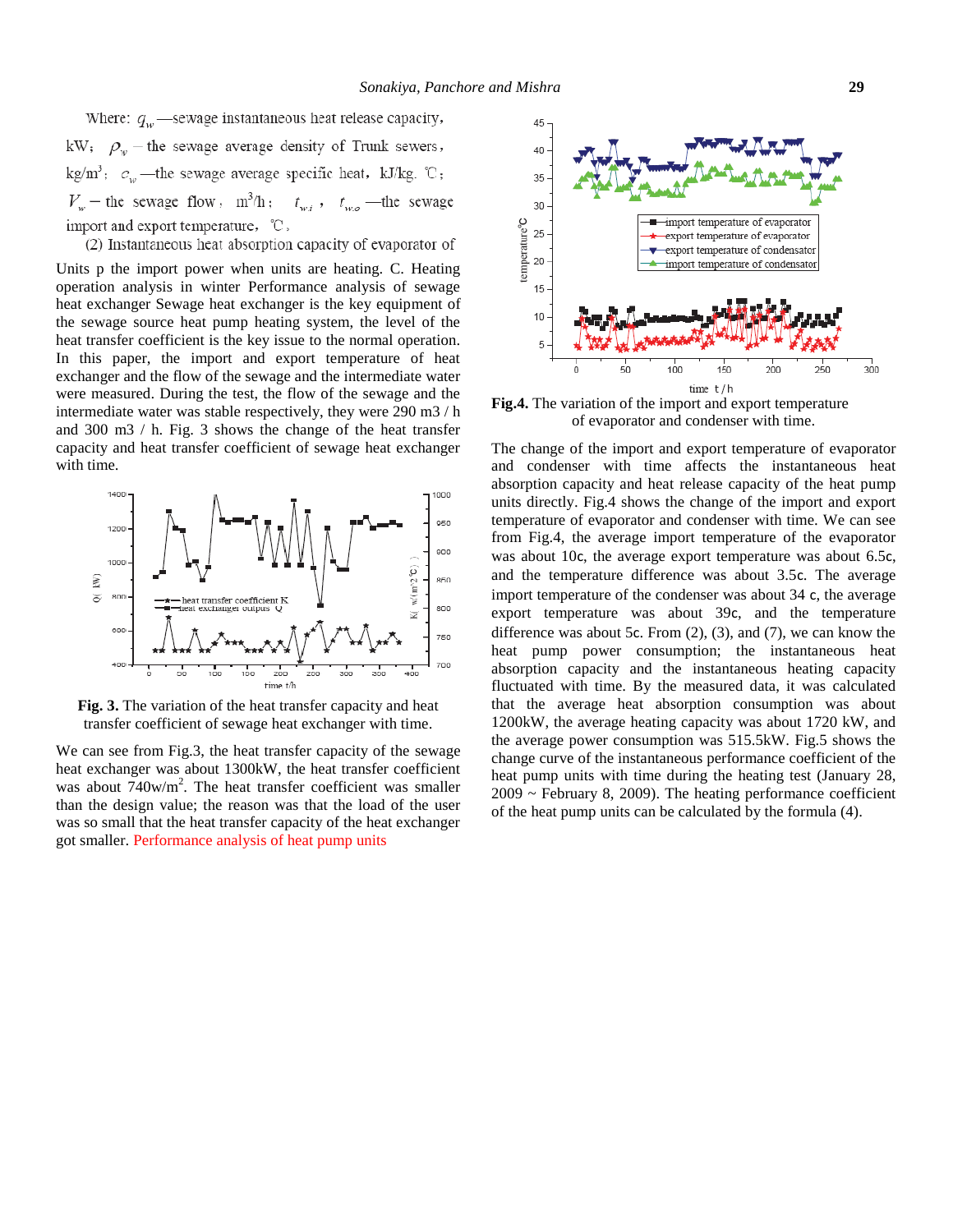Where: $q_w$ —sewage instantaneous heat release capacity, kW; $\rho_w$ – the sewage average density of Trunk sewers, kg/m$^3$; $c_w$ —the sewage average specific heat, kJ/kg. ℃; $V_w$ – the sewage flow, m$^3$/h; $t_{w.i}$, $t_{w.o}$ —the sewage import and export temperature, ℃.

(2) Instantaneous heat absorption capacity of evaporator of Units p the import power when units are heating. C. Heating operation analysis in winter Performance analysis of sewage heat exchanger Sewage heat exchanger is the key equipment of the sewage source heat pump heating system, the level of the heat transfer coefficient is the key issue to the normal operation. In this paper, the import and export temperature of heat exchanger and the flow of the sewage and the intermediate water were measured. During the test, the flow of the sewage and the intermediate water was stable respectively, they were 290 m3 / h and 300 m3 / h. Fig. 3 shows the change of the heat transfer capacity and heat transfer coefficient of sewage heat exchanger with time.

**Fig. 3.** The variation of the heat transfer capacity and heat transfer coefficient of sewage heat exchanger with time.

We can see from Fig.3, the heat transfer capacity of the sewage heat exchanger was about 1300kW, the heat transfer coefficient was about 740w/m$^2$. The heat transfer coefficient was smaller than the design value; the reason was that the load of the user was so small that the heat transfer capacity of the heat exchanger got smaller. Performance analysis of heat pump units

**Fig.4.** The variation of the import and export temperature of evaporator and condenser with time.

The change of the import and export temperature of evaporator and condenser with time affects the instantaneous heat absorption capacity and heat release capacity of the heat pump units directly. Fig.4 shows the change of the import and export temperature of evaporator and condenser with time. We can see from Fig.4, the average import temperature of the evaporator was about 10c, the average export temperature was about 6.5c, and the temperature difference was about 3.5c. The average import temperature of the condenser was about 34 c, the average export temperature was about 39c, and the temperature difference was about 5c. From (2), (3), and (7), we can know the heat pump power consumption; the instantaneous heat absorption capacity and the instantaneous heating capacity fluctuated with time. By the measured data, it was calculated that the average heat absorption consumption was about 1200kW, the average heating capacity was about 1720 kW, and the average power consumption was 515.5kW. Fig.5 shows the change curve of the instantaneous performance coefficient of the heat pump units with time during the heating test (January 28, 2009 ~ February 8, 2009). The heating performance coefficient of the heat pump units can be calculated by the formula (4).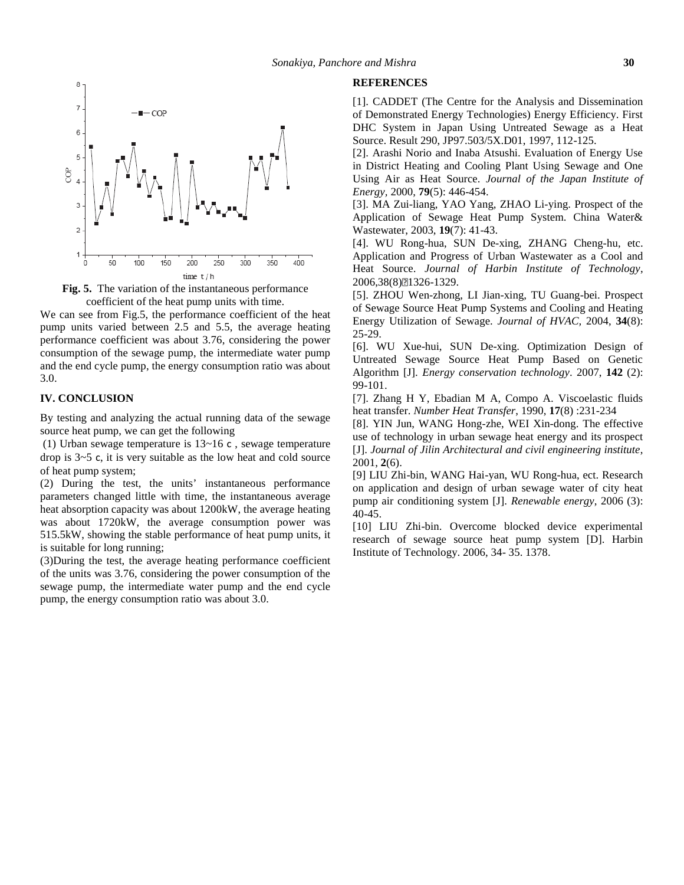8
7
6
5
4
3
2
1

0 50 100 150 200 250 300 350 400

COP

time t / h

**Fig. 5.** The variation of the instantaneous performance coefficient of the heat pump units with time.

We can see from Fig.5, the performance coefficient of the heat pump units varied between 2.5 and 5.5, the average heating performance coefficient was about 3.76, considering the power consumption of the sewage pump, the intermediate water pump and the end cycle pump, the energy consumption ratio was about 3.0.

## IV. CONCLUSION

By testing and analyzing the actual running data of the sewage source heat pump, we can get the following

(1) Urban sewage temperature is 13~16 c , sewage temperature drop is 3~5 c, it is very suitable as the low heat and cold source of heat pump system;

(2) During the test, the units' instantaneous performance parameters changed little with time, the instantaneous average heat absorption capacity was about 1200kW, the average heating was about 1720kW, the average consumption power was 515.5kW, showing the stable performance of heat pump units, it is suitable for long running;

(3)During the test, the average heating performance coefficient of the units was 3.76, considering the power consumption of the sewage pump, the intermediate water pump and the end cycle pump, the energy consumption ratio was about 3.0.

## REFERENCES

[1]. CADDET (The Centre for the Analysis and Dissemination of Demonstrated Energy Technologies) Energy Efficiency. First DHC System in Japan Using Untreated Sewage as a Heat Source. Result 290, JP97.503/5X.D01, 1997, 112-125.

[2]. Arashi Norio and Inaba Atsushi. Evaluation of Energy Use in District Heating and Cooling Plant Using Sewage and One Using Air as Heat Source. *Journal of the Japan Institute of Energy*, 2000, **79**(5): 446-454.

[3]. MA Zui-liang, YAO Yang, ZHAO Li-ying. Prospect of the Application of Sewage Heat Pump System. China Water& Wastewater, 2003, **19**(7): 41-43.

[4]. WU Rong-hua, SUN De-xing, ZHANG Cheng-hu, etc. Application and Progress of Urban Wastewater as a Cool and Heat Source. *Journal of Harbin Institute of Technology*, 2006,38(8)�1326-1329.

[5]. ZHOU Wen-zhong, LI Jian-xing, TU Guang-bei. Prospect of Sewage Source Heat Pump Systems and Cooling and Heating Energy Utilization of Sewage. *Journal of HVAC*, 2004, **34**(8): 25-29.

[6]. WU Xue-hui, SUN De-xing. Optimization Design of Untreated Sewage Source Heat Pump Based on Genetic Algorithm [J]. *Energy conservation technology*. 2007, **142** (2): 99-101.

[7]. Zhang H Y, Ebadian M A, Compo A. Viscoelastic fluids heat transfer. *Number Heat Transfer*, 1990, **17**(8) :231-234

[8]. YIN Jun, WANG Hong-zhe, WEI Xin-dong. The effective use of technology in urban sewage heat energy and its prospect [J]. *Journal of Jilin Architectural and civil engineering institute*, 2001, **2**(6).

[9] LIU Zhi-bin, WANG Hai-yan, WU Rong-hua, ect. Research on application and design of urban sewage water of city heat pump air conditioning system [J]. *Renewable energy*, 2006 (3): 40-45.

[10] LIU Zhi-bin. Overcome blocked device experimental research of sewage source heat pump system [D]. Harbin Institute of Technology. 2006, 34- 35. 1378.